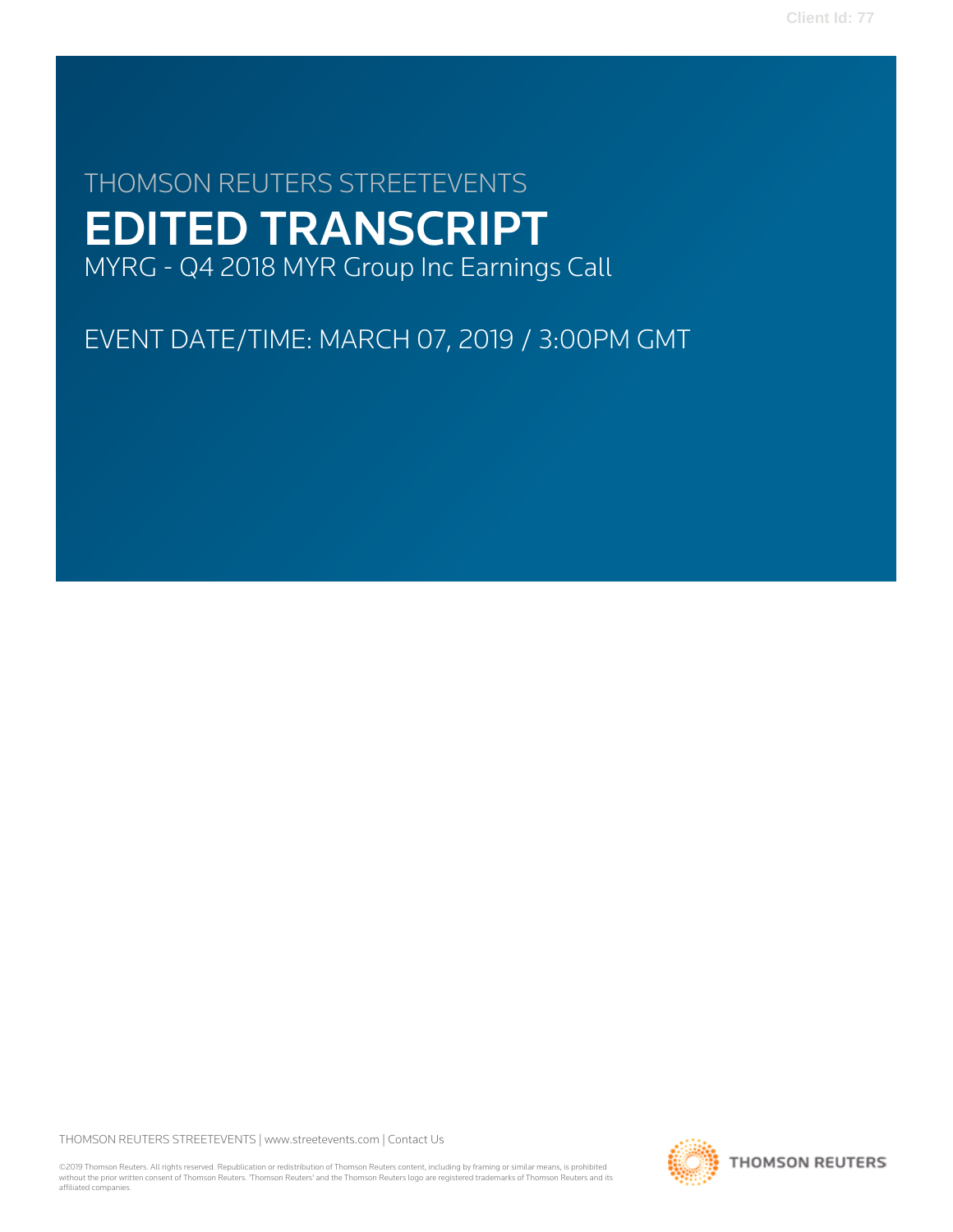THOMSON REUTERS STREETEVENTS

# EDITED TRANSCRIPT

MYRG - Q4 2018 MYR Group Inc Earnings Call

EVENT DATE/TIME: MARCH 07, 2019 / 3:00PM GMT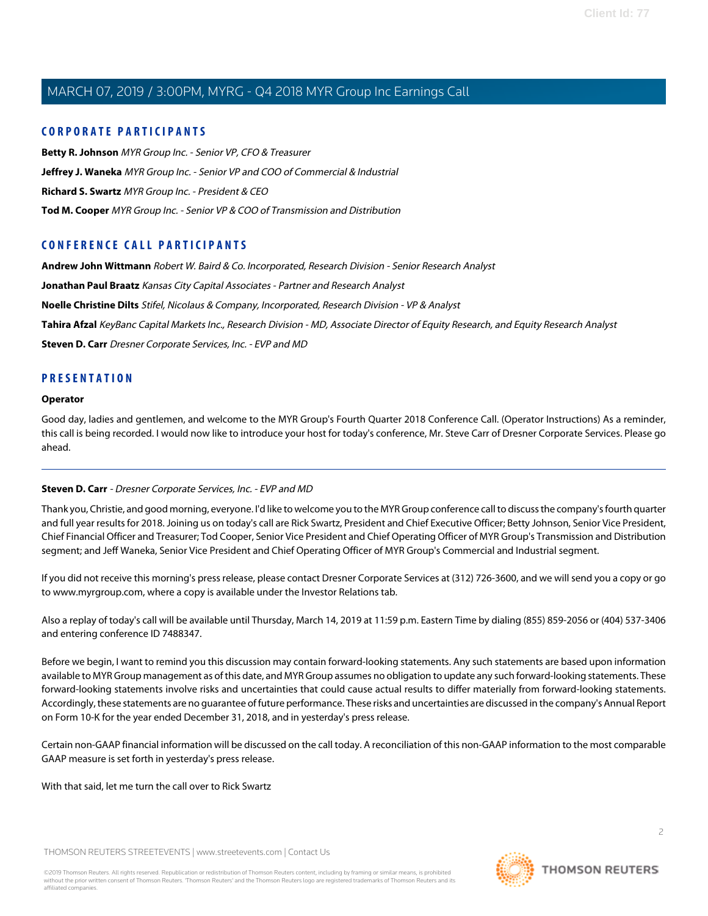## CORPORATE PARTICIPANTS

**Betty R. Johnson** *MYR Group Inc. - Senior VP, CFO & Treasurer*

**Jeffrey J. Waneka** *MYR Group Inc. - Senior VP and COO of Commercial & Industrial*

**Richard S. Swartz** *MYR Group Inc. - President & CEO*

**Tod M. Cooper** *MYR Group Inc. - Senior VP & COO of Transmission and Distribution*

## CONFERENCE CALL PARTICIPANTS

**Andrew John Wittmann** *Robert W. Baird & Co. Incorporated, Research Division - Senior Research Analyst*

**Jonathan Paul Braatz** *Kansas City Capital Associates - Partner and Research Analyst*

**Noelle Christine Dilts** *Stifel, Nicolaus & Company, Incorporated, Research Division - VP & Analyst*

**Tahira Afzal** *KeyBanc Capital Markets Inc., Research Division - MD, Associate Director of Equity Research, and Equity Research Analyst*

**Steven D. Carr** *Dresner Corporate Services, Inc. - EVP and MD*

## PRESENTATION

### Operator

Good day, ladies and gentlemen, and welcome to the MYR Group's Fourth Quarter 2018 Conference Call. (Operator Instructions) As a reminder, this call is being recorded. I would now like to introduce your host for today's conference, Mr. Steve Carr of Dresner Corporate Services. Please go ahead.

---

### Steven D. Carr - *Dresner Corporate Services, Inc. - EVP and MD*

Thank you, Christie, and good morning, everyone. I'd like to welcome you to the MYR Group conference call to discuss the company's fourth quarter and full year results for 2018. Joining us on today's call are Rick Swartz, President and Chief Executive Officer; Betty Johnson, Senior Vice President, Chief Financial Officer and Treasurer; Tod Cooper, Senior Vice President and Chief Operating Officer of MYR Group's Transmission and Distribution segment; and Jeff Waneka, Senior Vice President and Chief Operating Officer of MYR Group's Commercial and Industrial segment.

If you did not receive this morning's press release, please contact Dresner Corporate Services at (312) 726-3600, and we will send you a copy or go to www.myrgroup.com, where a copy is available under the Investor Relations tab.

Also a replay of today's call will be available until Thursday, March 14, 2019 at 11:59 p.m. Eastern Time by dialing (855) 859-2056 or (404) 537-3406 and entering conference ID 7488347.

Before we begin, I want to remind you this discussion may contain forward-looking statements. Any such statements are based upon information available to MYR Group management as of this date, and MYR Group assumes no obligation to update any such forward-looking statements. These forward-looking statements involve risks and uncertainties that could cause actual results to differ materially from forward-looking statements. Accordingly, these statements are no guarantee of future performance. These risks and uncertainties are discussed in the company's Annual Report on Form 10-K for the year ended December 31, 2018, and in yesterday's press release.

Certain non-GAAP financial information will be discussed on the call today. A reconciliation of this non-GAAP information to the most comparable GAAP measure is set forth in yesterday's press release.

With that said, let me turn the call over to Rick Swartz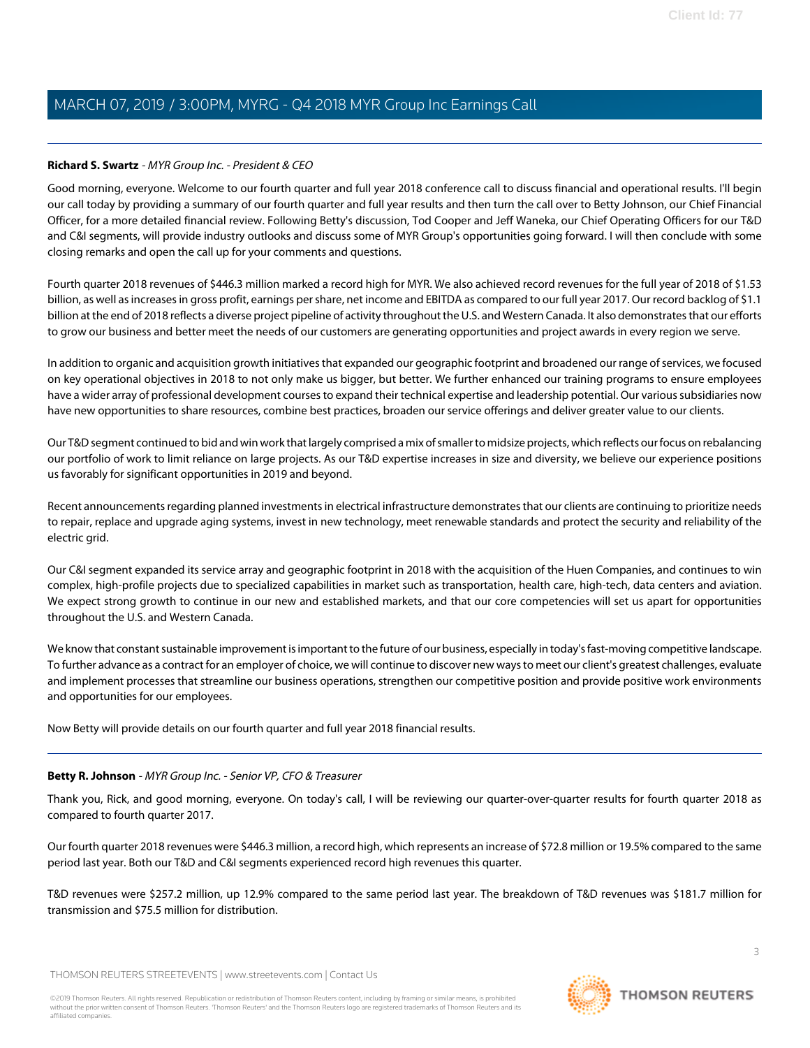**Richard S. Swartz** - *MYR Group Inc. - President & CEO*

Good morning, everyone. Welcome to our fourth quarter and full year 2018 conference call to discuss financial and operational results. I'll begin our call today by providing a summary of our fourth quarter and full year results and then turn the call over to Betty Johnson, our Chief Financial Officer, for a more detailed financial review. Following Betty's discussion, Tod Cooper and Jeff Waneka, our Chief Operating Officers for our T&D and C&I segments, will provide industry outlooks and discuss some of MYR Group's opportunities going forward. I will then conclude with some closing remarks and open the call up for your comments and questions.

Fourth quarter 2018 revenues of $446.3 million marked a record high for MYR. We also achieved record revenues for the full year of 2018 of $1.53 billion, as well as increases in gross profit, earnings per share, net income and EBITDA as compared to our full year 2017. Our record backlog of $1.1 billion at the end of 2018 reflects a diverse project pipeline of activity throughout the U.S. and Western Canada. It also demonstrates that our efforts to grow our business and better meet the needs of our customers are generating opportunities and project awards in every region we serve.

In addition to organic and acquisition growth initiatives that expanded our geographic footprint and broadened our range of services, we focused on key operational objectives in 2018 to not only make us bigger, but better. We further enhanced our training programs to ensure employees have a wider array of professional development courses to expand their technical expertise and leadership potential. Our various subsidiaries now have new opportunities to share resources, combine best practices, broaden our service offerings and deliver greater value to our clients.

Our T&D segment continued to bid and win work that largely comprised a mix of smaller to midsize projects, which reflects our focus on rebalancing our portfolio of work to limit reliance on large projects. As our T&D expertise increases in size and diversity, we believe our experience positions us favorably for significant opportunities in 2019 and beyond.

Recent announcements regarding planned investments in electrical infrastructure demonstrates that our clients are continuing to prioritize needs to repair, replace and upgrade aging systems, invest in new technology, meet renewable standards and protect the security and reliability of the electric grid.

Our C&I segment expanded its service array and geographic footprint in 2018 with the acquisition of the Huen Companies, and continues to win complex, high-profile projects due to specialized capabilities in market such as transportation, health care, high-tech, data centers and aviation. We expect strong growth to continue in our new and established markets, and that our core competencies will set us apart for opportunities throughout the U.S. and Western Canada.

We know that constant sustainable improvement is important to the future of our business, especially in today's fast-moving competitive landscape. To further advance as a contract for an employer of choice, we will continue to discover new ways to meet our client's greatest challenges, evaluate and implement processes that streamline our business operations, strengthen our competitive position and provide positive work environments and opportunities for our employees.

Now Betty will provide details on our fourth quarter and full year 2018 financial results.

---

**Betty R. Johnson** - *MYR Group Inc. - Senior VP, CFO & Treasurer*

Thank you, Rick, and good morning, everyone. On today's call, I will be reviewing our quarter-over-quarter results for fourth quarter 2018 as compared to fourth quarter 2017.

Our fourth quarter 2018 revenues were $446.3 million, a record high, which represents an increase of $72.8 million or 19.5% compared to the same period last year. Both our T&D and C&I segments experienced record high revenues this quarter.

T&D revenues were $257.2 million, up 12.9% compared to the same period last year. The breakdown of T&D revenues was $181.7 million for transmission and $75.5 million for distribution.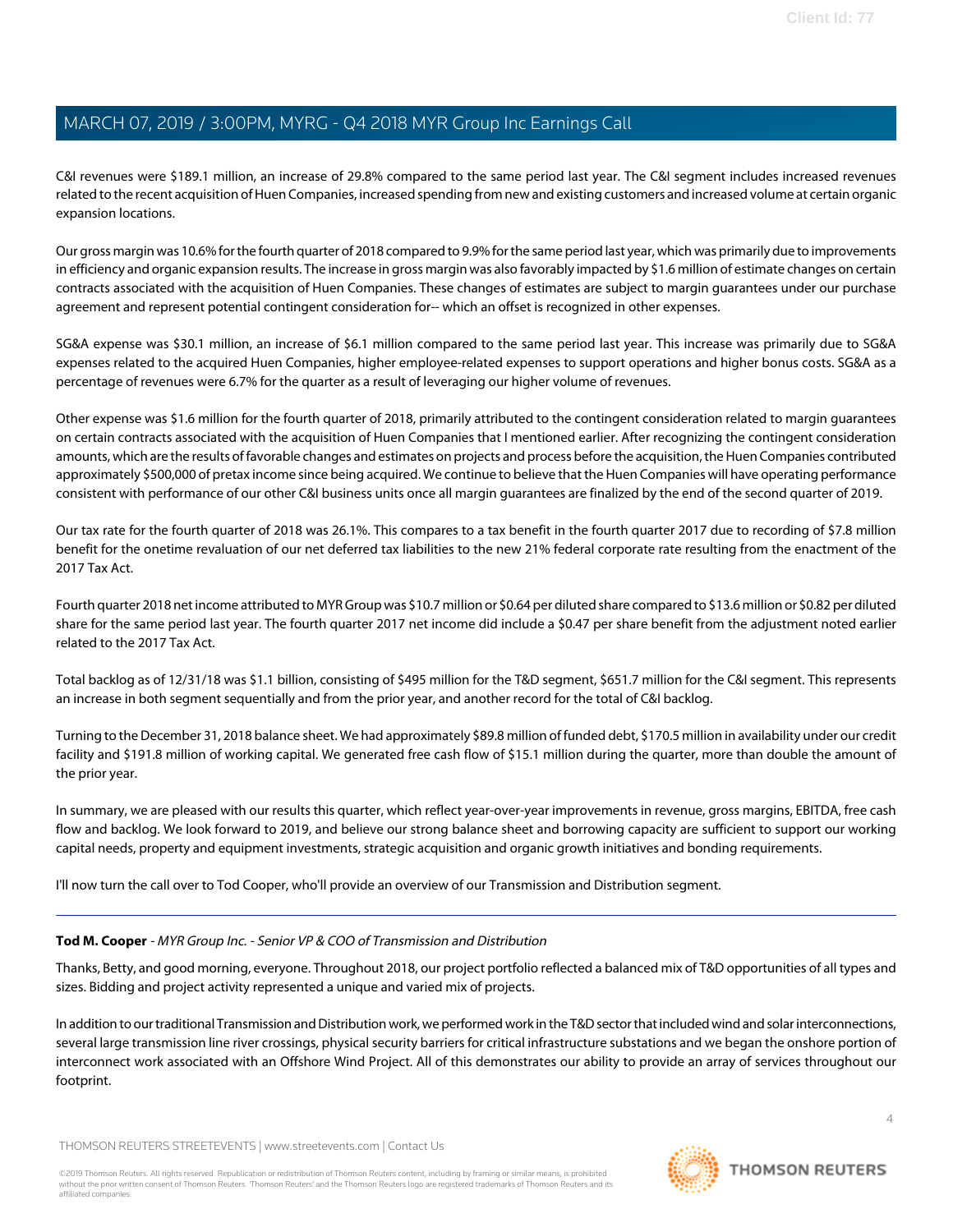C&I revenues were $189.1 million, an increase of 29.8% compared to the same period last year. The C&I segment includes increased revenues related to the recent acquisition of Huen Companies, increased spending from new and existing customers and increased volume at certain organic expansion locations.

Our gross margin was 10.6% for the fourth quarter of 2018 compared to 9.9% for the same period last year, which was primarily due to improvements in efficiency and organic expansion results. The increase in gross margin was also favorably impacted by $1.6 million of estimate changes on certain contracts associated with the acquisition of Huen Companies. These changes of estimates are subject to margin guarantees under our purchase agreement and represent potential contingent consideration for-- which an offset is recognized in other expenses.

SG&A expense was $30.1 million, an increase of $6.1 million compared to the same period last year. This increase was primarily due to SG&A expenses related to the acquired Huen Companies, higher employee-related expenses to support operations and higher bonus costs. SG&A as a percentage of revenues were 6.7% for the quarter as a result of leveraging our higher volume of revenues.

Other expense was $1.6 million for the fourth quarter of 2018, primarily attributed to the contingent consideration related to margin guarantees on certain contracts associated with the acquisition of Huen Companies that I mentioned earlier. After recognizing the contingent consideration amounts, which are the results of favorable changes and estimates on projects and process before the acquisition, the Huen Companies contributed approximately $500,000 of pretax income since being acquired. We continue to believe that the Huen Companies will have operating performance consistent with performance of our other C&I business units once all margin guarantees are finalized by the end of the second quarter of 2019.

Our tax rate for the fourth quarter of 2018 was 26.1%. This compares to a tax benefit in the fourth quarter 2017 due to recording of $7.8 million benefit for the onetime revaluation of our net deferred tax liabilities to the new 21% federal corporate rate resulting from the enactment of the 2017 Tax Act.

Fourth quarter 2018 net income attributed to MYR Group was $10.7 million or $0.64 per diluted share compared to $13.6 million or $0.82 per diluted share for the same period last year. The fourth quarter 2017 net income did include a $0.47 per share benefit from the adjustment noted earlier related to the 2017 Tax Act.

Total backlog as of 12/31/18 was $1.1 billion, consisting of $495 million for the T&D segment, $651.7 million for the C&I segment. This represents an increase in both segment sequentially and from the prior year, and another record for the total of C&I backlog.

Turning to the December 31, 2018 balance sheet. We had approximately $89.8 million of funded debt, $170.5 million in availability under our credit facility and $191.8 million of working capital. We generated free cash flow of $15.1 million during the quarter, more than double the amount of the prior year.

In summary, we are pleased with our results this quarter, which reflect year-over-year improvements in revenue, gross margins, EBITDA, free cash flow and backlog. We look forward to 2019, and believe our strong balance sheet and borrowing capacity are sufficient to support our working capital needs, property and equipment investments, strategic acquisition and organic growth initiatives and bonding requirements.

I'll now turn the call over to Tod Cooper, who'll provide an overview of our Transmission and Distribution segment.

---

**Tod M. Cooper** - *MYR Group Inc. - Senior VP & COO of Transmission and Distribution*

Thanks, Betty, and good morning, everyone. Throughout 2018, our project portfolio reflected a balanced mix of T&D opportunities of all types and sizes. Bidding and project activity represented a unique and varied mix of projects.

In addition to our traditional Transmission and Distribution work, we performed work in the T&D sector that included wind and solar interconnections, several large transmission line river crossings, physical security barriers for critical infrastructure substations and we began the onshore portion of interconnect work associated with an Offshore Wind Project. All of this demonstrates our ability to provide an array of services throughout our footprint.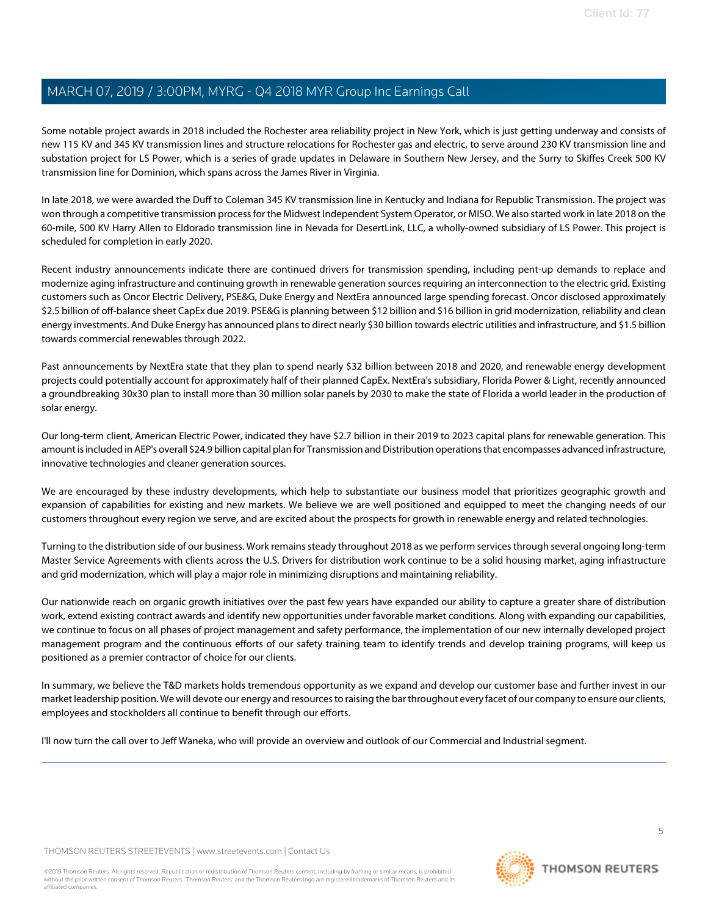Some notable project awards in 2018 included the Rochester area reliability project in New York, which is just getting underway and consists of new 115 KV and 345 KV transmission lines and structure relocations for Rochester gas and electric, to serve around 230 KV transmission line and substation project for LS Power, which is a series of grade updates in Delaware in Southern New Jersey, and the Surry to Skiffes Creek 500 KV transmission line for Dominion, which spans across the James River in Virginia.

In late 2018, we were awarded the Duff to Coleman 345 KV transmission line in Kentucky and Indiana for Republic Transmission. The project was won through a competitive transmission process for the Midwest Independent System Operator, or MISO. We also started work in late 2018 on the 60-mile, 500 KV Harry Allen to Eldorado transmission line in Nevada for DesertLink, LLC, a wholly-owned subsidiary of LS Power. This project is scheduled for completion in early 2020.

Recent industry announcements indicate there are continued drivers for transmission spending, including pent-up demands to replace and modernize aging infrastructure and continuing growth in renewable generation sources requiring an interconnection to the electric grid. Existing customers such as Oncor Electric Delivery, PSE&G, Duke Energy and NextEra announced large spending forecast. Oncor disclosed approximately $2.5 billion of off-balance sheet CapEx due 2019. PSE&G is planning between $12 billion and $16 billion in grid modernization, reliability and clean energy investments. And Duke Energy has announced plans to direct nearly $30 billion towards electric utilities and infrastructure, and $1.5 billion towards commercial renewables through 2022.

Past announcements by NextEra state that they plan to spend nearly $32 billion between 2018 and 2020, and renewable energy development projects could potentially account for approximately half of their planned CapEx. NextEra's subsidiary, Florida Power & Light, recently announced a groundbreaking 30x30 plan to install more than 30 million solar panels by 2030 to make the state of Florida a world leader in the production of solar energy.

Our long-term client, American Electric Power, indicated they have $2.7 billion in their 2019 to 2023 capital plans for renewable generation. This amount is included in AEP's overall $24.9 billion capital plan for Transmission and Distribution operations that encompasses advanced infrastructure, innovative technologies and cleaner generation sources.

We are encouraged by these industry developments, which help to substantiate our business model that prioritizes geographic growth and expansion of capabilities for existing and new markets. We believe we are well positioned and equipped to meet the changing needs of our customers throughout every region we serve, and are excited about the prospects for growth in renewable energy and related technologies.

Turning to the distribution side of our business. Work remains steady throughout 2018 as we perform services through several ongoing long-term Master Service Agreements with clients across the U.S. Drivers for distribution work continue to be a solid housing market, aging infrastructure and grid modernization, which will play a major role in minimizing disruptions and maintaining reliability.

Our nationwide reach on organic growth initiatives over the past few years have expanded our ability to capture a greater share of distribution work, extend existing contract awards and identify new opportunities under favorable market conditions. Along with expanding our capabilities, we continue to focus on all phases of project management and safety performance, the implementation of our new internally developed project management program and the continuous efforts of our safety training team to identify trends and develop training programs, will keep us positioned as a premier contractor of choice for our clients.

In summary, we believe the T&D markets holds tremendous opportunity as we expand and develop our customer base and further invest in our market leadership position. We will devote our energy and resources to raising the bar throughout every facet of our company to ensure our clients, employees and stockholders all continue to benefit through our efforts.

I'll now turn the call over to Jeff Waneka, who will provide an overview and outlook of our Commercial and Industrial segment.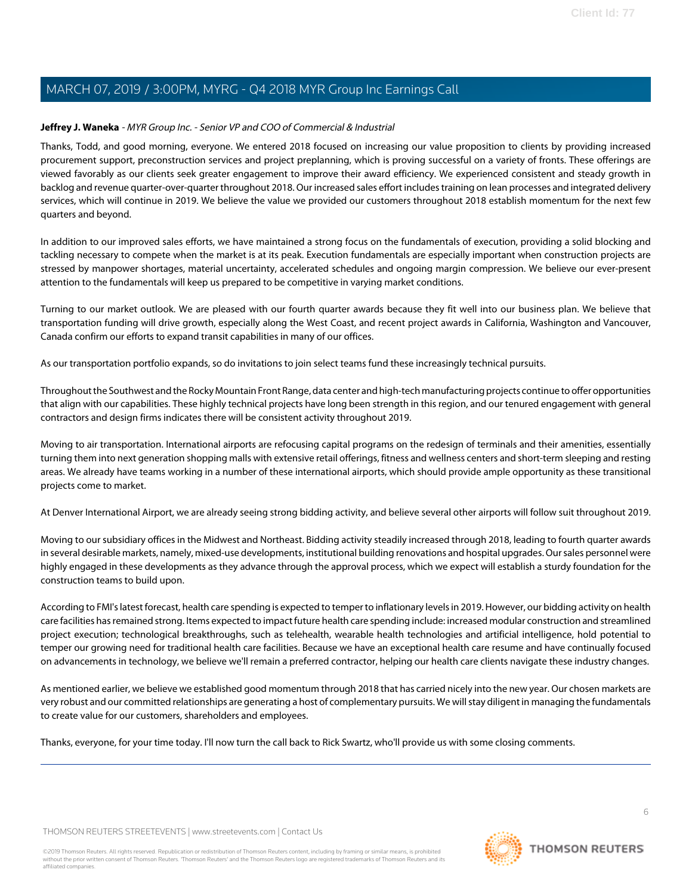**Jeffrey J. Waneka** - *MYR Group Inc. - Senior VP and COO of Commercial & Industrial*

Thanks, Todd, and good morning, everyone. We entered 2018 focused on increasing our value proposition to clients by providing increased procurement support, preconstruction services and project preplanning, which is proving successful on a variety of fronts. These offerings are viewed favorably as our clients seek greater engagement to improve their award efficiency. We experienced consistent and steady growth in backlog and revenue quarter-over-quarter throughout 2018. Our increased sales effort includes training on lean processes and integrated delivery services, which will continue in 2019. We believe the value we provided our customers throughout 2018 establish momentum for the next few quarters and beyond.

In addition to our improved sales efforts, we have maintained a strong focus on the fundamentals of execution, providing a solid blocking and tackling necessary to compete when the market is at its peak. Execution fundamentals are especially important when construction projects are stressed by manpower shortages, material uncertainty, accelerated schedules and ongoing margin compression. We believe our ever-present attention to the fundamentals will keep us prepared to be competitive in varying market conditions.

Turning to our market outlook. We are pleased with our fourth quarter awards because they fit well into our business plan. We believe that transportation funding will drive growth, especially along the West Coast, and recent project awards in California, Washington and Vancouver, Canada confirm our efforts to expand transit capabilities in many of our offices.

As our transportation portfolio expands, so do invitations to join select teams fund these increasingly technical pursuits.

Throughout the Southwest and the Rocky Mountain Front Range, data center and high-tech manufacturing projects continue to offer opportunities that align with our capabilities. These highly technical projects have long been strength in this region, and our tenured engagement with general contractors and design firms indicates there will be consistent activity throughout 2019.

Moving to air transportation. International airports are refocusing capital programs on the redesign of terminals and their amenities, essentially turning them into next generation shopping malls with extensive retail offerings, fitness and wellness centers and short-term sleeping and resting areas. We already have teams working in a number of these international airports, which should provide ample opportunity as these transitional projects come to market.

At Denver International Airport, we are already seeing strong bidding activity, and believe several other airports will follow suit throughout 2019.

Moving to our subsidiary offices in the Midwest and Northeast. Bidding activity steadily increased through 2018, leading to fourth quarter awards in several desirable markets, namely, mixed-use developments, institutional building renovations and hospital upgrades. Our sales personnel were highly engaged in these developments as they advance through the approval process, which we expect will establish a sturdy foundation for the construction teams to build upon.

According to FMI's latest forecast, health care spending is expected to temper to inflationary levels in 2019. However, our bidding activity on health care facilities has remained strong. Items expected to impact future health care spending include: increased modular construction and streamlined project execution; technological breakthroughs, such as telehealth, wearable health technologies and artificial intelligence, hold potential to temper our growing need for traditional health care facilities. Because we have an exceptional health care resume and have continually focused on advancements in technology, we believe we'll remain a preferred contractor, helping our health care clients navigate these industry changes.

As mentioned earlier, we believe we established good momentum through 2018 that has carried nicely into the new year. Our chosen markets are very robust and our committed relationships are generating a host of complementary pursuits. We will stay diligent in managing the fundamentals to create value for our customers, shareholders and employees.

Thanks, everyone, for your time today. I'll now turn the call back to Rick Swartz, who'll provide us with some closing comments.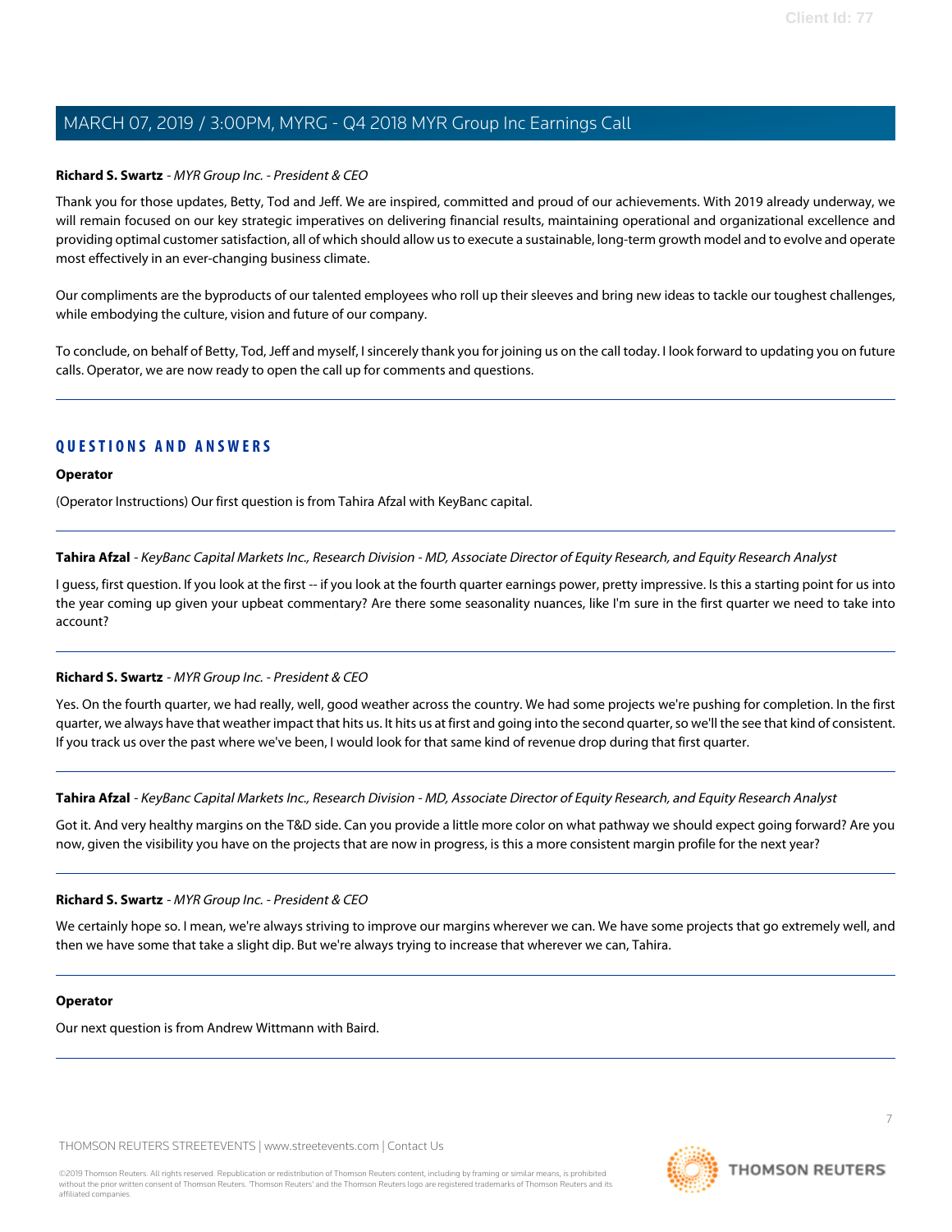**Richard S. Swartz** - *MYR Group Inc. - President & CEO*

Thank you for those updates, Betty, Tod and Jeff. We are inspired, committed and proud of our achievements. With 2019 already underway, we will remain focused on our key strategic imperatives on delivering financial results, maintaining operational and organizational excellence and providing optimal customer satisfaction, all of which should allow us to execute a sustainable, long-term growth model and to evolve and operate most effectively in an ever-changing business climate.

Our compliments are the byproducts of our talented employees who roll up their sleeves and bring new ideas to tackle our toughest challenges, while embodying the culture, vision and future of our company.

To conclude, on behalf of Betty, Tod, Jeff and myself, I sincerely thank you for joining us on the call today. I look forward to updating you on future calls. Operator, we are now ready to open the call up for comments and questions.

## QUESTIONS AND ANSWERS

**Operator**

(Operator Instructions) Our first question is from Tahira Afzal with KeyBanc capital.

**Tahira Afzal** - *KeyBanc Capital Markets Inc., Research Division - MD, Associate Director of Equity Research, and Equity Research Analyst*

I guess, first question. If you look at the first -- if you look at the fourth quarter earnings power, pretty impressive. Is this a starting point for us into the year coming up given your upbeat commentary? Are there some seasonality nuances, like I'm sure in the first quarter we need to take into account?

**Richard S. Swartz** - *MYR Group Inc. - President & CEO*

Yes. On the fourth quarter, we had really, well, good weather across the country. We had some projects we're pushing for completion. In the first quarter, we always have that weather impact that hits us. It hits us at first and going into the second quarter, so we'll the see that kind of consistent. If you track us over the past where we've been, I would look for that same kind of revenue drop during that first quarter.

**Tahira Afzal** - *KeyBanc Capital Markets Inc., Research Division - MD, Associate Director of Equity Research, and Equity Research Analyst*

Got it. And very healthy margins on the T&D side. Can you provide a little more color on what pathway we should expect going forward? Are you now, given the visibility you have on the projects that are now in progress, is this a more consistent margin profile for the next year?

**Richard S. Swartz** - *MYR Group Inc. - President & CEO*

We certainly hope so. I mean, we're always striving to improve our margins wherever we can. We have some projects that go extremely well, and then we have some that take a slight dip. But we're always trying to increase that wherever we can, Tahira.

**Operator**

Our next question is from Andrew Wittmann with Baird.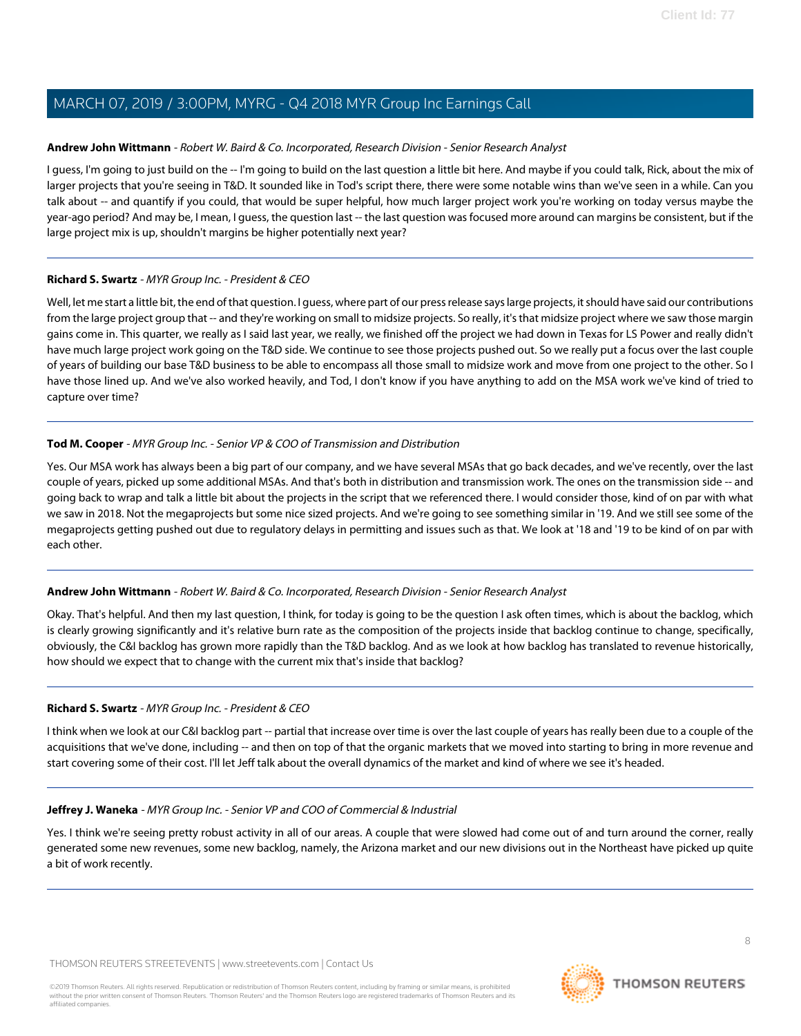**Andrew John Wittmann** - *Robert W. Baird & Co. Incorporated, Research Division - Senior Research Analyst*

I guess, I'm going to just build on the -- I'm going to build on the last question a little bit here. And maybe if you could talk, Rick, about the mix of larger projects that you're seeing in T&D. It sounded like in Tod's script there, there were some notable wins than we've seen in a while. Can you talk about -- and quantify if you could, that would be super helpful, how much larger project work you're working on today versus maybe the year-ago period? And may be, I mean, I guess, the question last -- the last question was focused more around can margins be consistent, but if the large project mix is up, shouldn't margins be higher potentially next year?

---

**Richard S. Swartz** - *MYR Group Inc. - President & CEO*

Well, let me start a little bit, the end of that question. I guess, where part of our press release says large projects, it should have said our contributions from the large project group that -- and they're working on small to midsize projects. So really, it's that midsize project where we saw those margin gains come in. This quarter, we really as I said last year, we really, we finished off the project we had down in Texas for LS Power and really didn't have much large project work going on the T&D side. We continue to see those projects pushed out. So we really put a focus over the last couple of years of building our base T&D business to be able to encompass all those small to midsize work and move from one project to the other. So I have those lined up. And we've also worked heavily, and Tod, I don't know if you have anything to add on the MSA work we've kind of tried to capture over time?

---

**Tod M. Cooper** - *MYR Group Inc. - Senior VP & COO of Transmission and Distribution*

Yes. Our MSA work has always been a big part of our company, and we have several MSAs that go back decades, and we've recently, over the last couple of years, picked up some additional MSAs. And that's both in distribution and transmission work. The ones on the transmission side -- and going back to wrap and talk a little bit about the projects in the script that we referenced there. I would consider those, kind of on par with what we saw in 2018. Not the megaprojects but some nice sized projects. And we're going to see something similar in '19. And we still see some of the megaprojects getting pushed out due to regulatory delays in permitting and issues such as that. We look at '18 and '19 to be kind of on par with each other.

---

**Andrew John Wittmann** - *Robert W. Baird & Co. Incorporated, Research Division - Senior Research Analyst*

Okay. That's helpful. And then my last question, I think, for today is going to be the question I ask often times, which is about the backlog, which is clearly growing significantly and it's relative burn rate as the composition of the projects inside that backlog continue to change, specifically, obviously, the C&I backlog has grown more rapidly than the T&D backlog. And as we look at how backlog has translated to revenue historically, how should we expect that to change with the current mix that's inside that backlog?

---

**Richard S. Swartz** - *MYR Group Inc. - President & CEO*

I think when we look at our C&I backlog part -- partial that increase over time is over the last couple of years has really been due to a couple of the acquisitions that we've done, including -- and then on top of that the organic markets that we moved into starting to bring in more revenue and start covering some of their cost. I'll let Jeff talk about the overall dynamics of the market and kind of where we see it's headed.

---

**Jeffrey J. Waneka** - *MYR Group Inc. - Senior VP and COO of Commercial & Industrial*

Yes. I think we're seeing pretty robust activity in all of our areas. A couple that were slowed had come out of and turn around the corner, really generated some new revenues, some new backlog, namely, the Arizona market and our new divisions out in the Northeast have picked up quite a bit of work recently.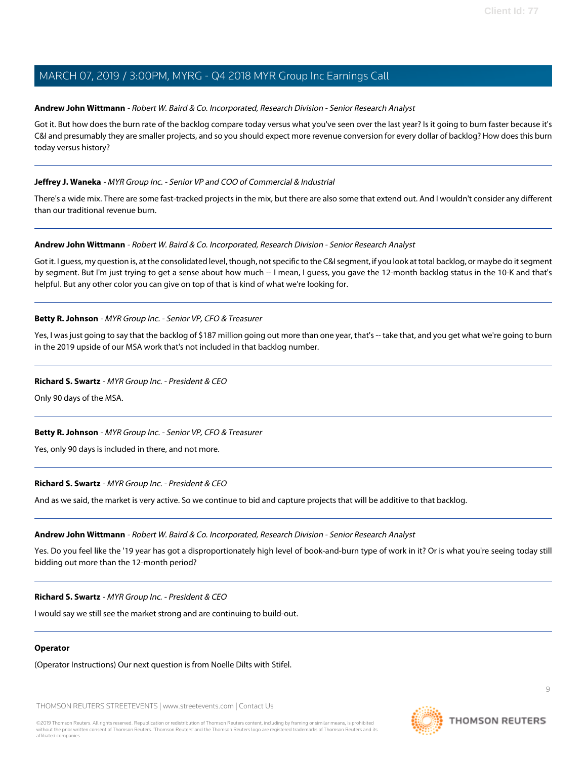**Andrew John Wittmann** - *Robert W. Baird & Co. Incorporated, Research Division - Senior Research Analyst*

Got it. But how does the burn rate of the backlog compare today versus what you've seen over the last year? Is it going to burn faster because it's C&I and presumably they are smaller projects, and so you should expect more revenue conversion for every dollar of backlog? How does this burn today versus history?

---

**Jeffrey J. Waneka** - *MYR Group Inc. - Senior VP and COO of Commercial & Industrial*

There's a wide mix. There are some fast-tracked projects in the mix, but there are also some that extend out. And I wouldn't consider any different than our traditional revenue burn.

---

**Andrew John Wittmann** - *Robert W. Baird & Co. Incorporated, Research Division - Senior Research Analyst*

Got it. I guess, my question is, at the consolidated level, though, not specific to the C&I segment, if you look at total backlog, or maybe do it segment by segment. But I'm just trying to get a sense about how much -- I mean, I guess, you gave the 12-month backlog status in the 10-K and that's helpful. But any other color you can give on top of that is kind of what we're looking for.

---

**Betty R. Johnson** - *MYR Group Inc. - Senior VP, CFO & Treasurer*

Yes, I was just going to say that the backlog of $187 million going out more than one year, that's -- take that, and you get what we're going to burn in the 2019 upside of our MSA work that's not included in that backlog number.

---

**Richard S. Swartz** - *MYR Group Inc. - President & CEO*

Only 90 days of the MSA.

---

**Betty R. Johnson** - *MYR Group Inc. - Senior VP, CFO & Treasurer*

Yes, only 90 days is included in there, and not more.

---

**Richard S. Swartz** - *MYR Group Inc. - President & CEO*

And as we said, the market is very active. So we continue to bid and capture projects that will be additive to that backlog.

---

**Andrew John Wittmann** - *Robert W. Baird & Co. Incorporated, Research Division - Senior Research Analyst*

Yes. Do you feel like the '19 year has got a disproportionately high level of book-and-burn type of work in it? Or is what you're seeing today still bidding out more than the 12-month period?

---

**Richard S. Swartz** - *MYR Group Inc. - President & CEO*

I would say we still see the market strong and are continuing to build-out.

---

**Operator**

(Operator Instructions) Our next question is from Noelle Dilts with Stifel.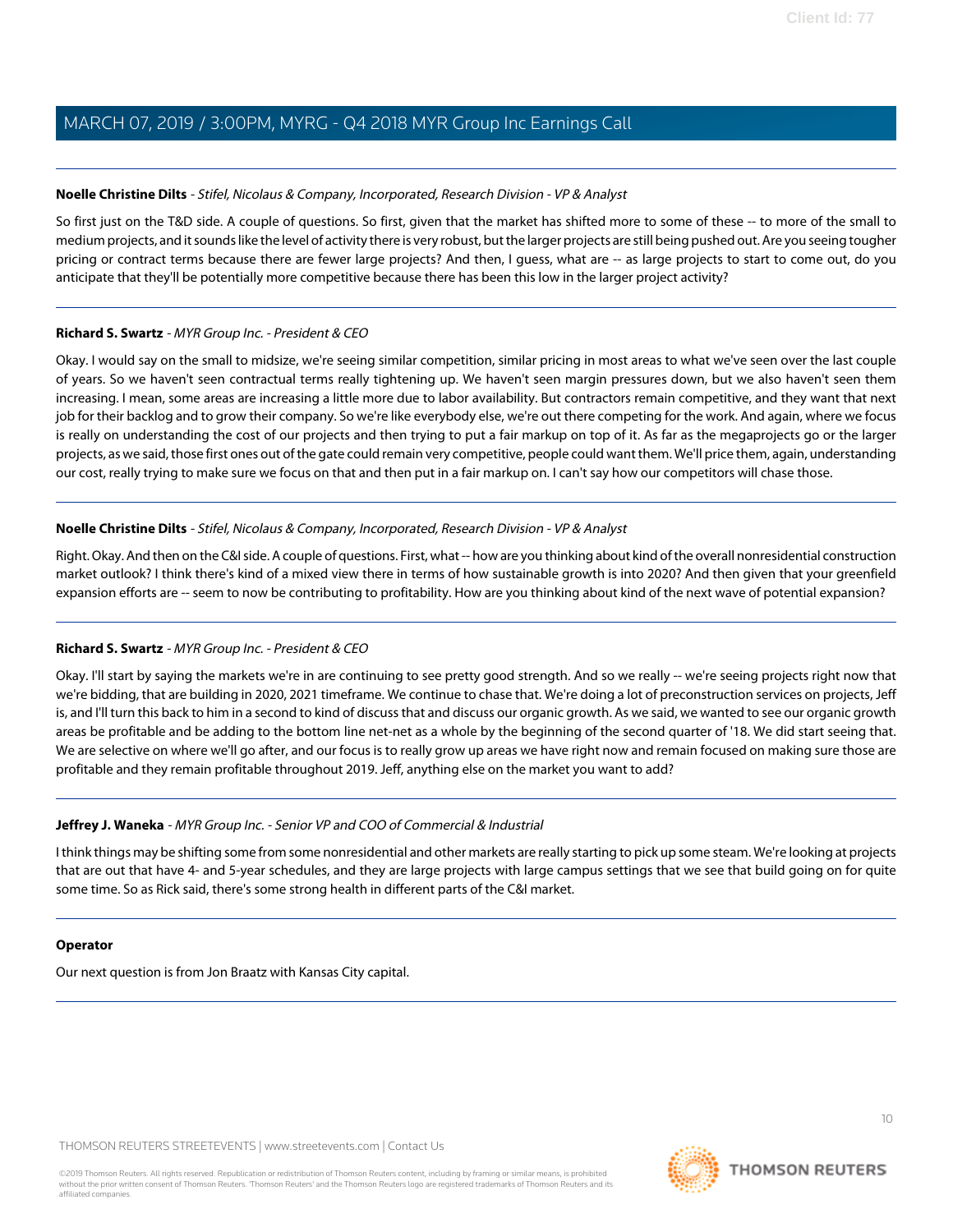**Noelle Christine Dilts** - *Stifel, Nicolaus & Company, Incorporated, Research Division - VP & Analyst*

So first just on the T&D side. A couple of questions. So first, given that the market has shifted more to some of these -- to more of the small to medium projects, and it sounds like the level of activity there is very robust, but the larger projects are still being pushed out. Are you seeing tougher pricing or contract terms because there are fewer large projects? And then, I guess, what are -- as large projects to start to come out, do you anticipate that they'll be potentially more competitive because there has been this low in the larger project activity?

---

**Richard S. Swartz** - *MYR Group Inc. - President & CEO*

Okay. I would say on the small to midsize, we're seeing similar competition, similar pricing in most areas to what we've seen over the last couple of years. So we haven't seen contractual terms really tightening up. We haven't seen margin pressures down, but we also haven't seen them increasing. I mean, some areas are increasing a little more due to labor availability. But contractors remain competitive, and they want that next job for their backlog and to grow their company. So we're like everybody else, we're out there competing for the work. And again, where we focus is really on understanding the cost of our projects and then trying to put a fair markup on top of it. As far as the megaprojects go or the larger projects, as we said, those first ones out of the gate could remain very competitive, people could want them. We'll price them, again, understanding our cost, really trying to make sure we focus on that and then put in a fair markup on. I can't say how our competitors will chase those.

---

**Noelle Christine Dilts** - *Stifel, Nicolaus & Company, Incorporated, Research Division - VP & Analyst*

Right. Okay. And then on the C&I side. A couple of questions. First, what -- how are you thinking about kind of the overall nonresidential construction market outlook? I think there's kind of a mixed view there in terms of how sustainable growth is into 2020? And then given that your greenfield expansion efforts are -- seem to now be contributing to profitability. How are you thinking about kind of the next wave of potential expansion?

---

**Richard S. Swartz** - *MYR Group Inc. - President & CEO*

Okay. I'll start by saying the markets we're in are continuing to see pretty good strength. And so we really -- we're seeing projects right now that we're bidding, that are building in 2020, 2021 timeframe. We continue to chase that. We're doing a lot of preconstruction services on projects, Jeff is, and I'll turn this back to him in a second to kind of discuss that and discuss our organic growth. As we said, we wanted to see our organic growth areas be profitable and be adding to the bottom line net-net as a whole by the beginning of the second quarter of '18. We did start seeing that. We are selective on where we'll go after, and our focus is to really grow up areas we have right now and remain focused on making sure those are profitable and they remain profitable throughout 2019. Jeff, anything else on the market you want to add?

---

**Jeffrey J. Waneka** - *MYR Group Inc. - Senior VP and COO of Commercial & Industrial*

I think things may be shifting some from some nonresidential and other markets are really starting to pick up some steam. We're looking at projects that are out that have 4- and 5-year schedules, and they are large projects with large campus settings that we see that build going on for quite some time. So as Rick said, there's some strong health in different parts of the C&I market.

---

**Operator**

Our next question is from Jon Braatz with Kansas City capital.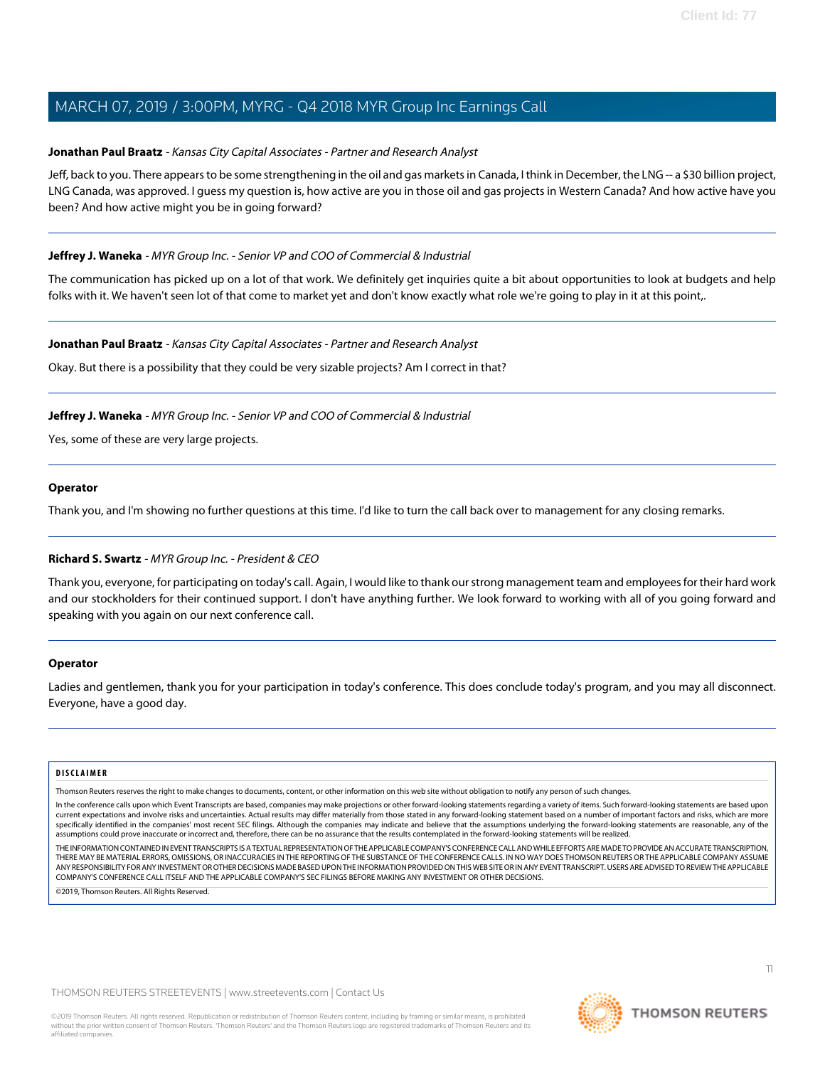**Jonathan Paul Braatz** - *Kansas City Capital Associates - Partner and Research Analyst*

Jeff, back to you. There appears to be some strengthening in the oil and gas markets in Canada, I think in December, the LNG -- a $30 billion project, LNG Canada, was approved. I guess my question is, how active are you in those oil and gas projects in Western Canada? And how active have you been? And how active might you be in going forward?

---

**Jeffrey J. Waneka** - *MYR Group Inc. - Senior VP and COO of Commercial & Industrial*

The communication has picked up on a lot of that work. We definitely get inquiries quite a bit about opportunities to look at budgets and help folks with it. We haven't seen lot of that come to market yet and don't know exactly what role we're going to play in it at this point,.

---

**Jonathan Paul Braatz** - *Kansas City Capital Associates - Partner and Research Analyst*

Okay. But there is a possibility that they could be very sizable projects? Am I correct in that?

---

**Jeffrey J. Waneka** - *MYR Group Inc. - Senior VP and COO of Commercial & Industrial*

Yes, some of these are very large projects.

---

**Operator**

Thank you, and I'm showing no further questions at this time. I'd like to turn the call back over to management for any closing remarks.

---

**Richard S. Swartz** - *MYR Group Inc. - President & CEO*

Thank you, everyone, for participating on today's call. Again, I would like to thank our strong management team and employees for their hard work and our stockholders for their continued support. I don't have anything further. We look forward to working with all of you going forward and speaking with you again on our next conference call.

---

**Operator**

Ladies and gentlemen, thank you for your participation in today's conference. This does conclude today's program, and you may all disconnect. Everyone, have a good day.

---

**DISCLAIMER**

Thomson Reuters reserves the right to make changes to documents, content, or other information on this web site without obligation to notify any person of such changes.

In the conference calls upon which Event Transcripts are based, companies may make projections or other forward-looking statements regarding a variety of items. Such forward-looking statements are based upon current expectations and involve risks and uncertainties. Actual results may differ materially from those stated in any forward-looking statement based on a number of important factors and risks, which are more specifically identified in the companies' most recent SEC filings. Although the companies may indicate and believe that the assumptions underlying the forward-looking statements are reasonable, any of the assumptions could prove inaccurate or incorrect and, therefore, there can be no assurance that the results contemplated in the forward-looking statements will be realized.

THE INFORMATION CONTAINED IN EVENT TRANSCRIPTS IS A TEXTUAL REPRESENTATION OF THE APPLICABLE COMPANY'S CONFERENCE CALL AND WHILE EFFORTS ARE MADE TO PROVIDE AN ACCURATE TRANSCRIPTION, THERE MAY BE MATERIAL ERRORS, OMISSIONS, OR INACCURACIES IN THE REPORTING OF THE SUBSTANCE OF THE CONFERENCE CALLS. IN NO WAY DOES THOMSON REUTERS OR THE APPLICABLE COMPANY ASSUME ANY RESPONSIBILITY FOR ANY INVESTMENT OR OTHER DECISIONS MADE BASED UPON THE INFORMATION PROVIDED ON THIS WEB SITE OR IN ANY EVENT TRANSCRIPT. USERS ARE ADVISED TO REVIEW THE APPLICABLE COMPANY'S CONFERENCE CALL ITSELF AND THE APPLICABLE COMPANY'S SEC FILINGS BEFORE MAKING ANY INVESTMENT OR OTHER DECISIONS.

©2019, Thomson Reuters. All Rights Reserved.